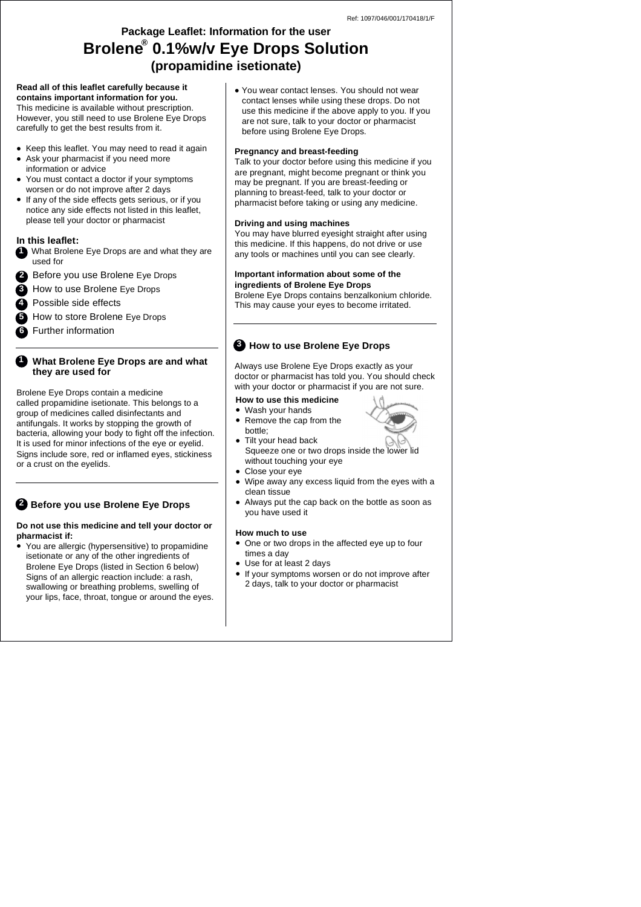Ref: 1097/046/001/170418/1/F

# Package Leaflet: Information for the user

# Brolene® 0.1%w/v Eye Drops Solution

## (propamidine isetionate)

**Read all of this leaflet carefully because it contains important information for you.**
This medicine is available without prescription. However, you still need to use Brolene Eye Drops carefully to get the best results from it.

- Keep this leaflet. You may need to read it again
- Ask your pharmacist if you need more information or advice
- You must contact a doctor if your symptoms worsen or do not improve after 2 days
- If any of the side effects gets serious, or if you notice any side effects not listed in this leaflet, please tell your doctor or pharmacist

**In this leaflet:**

1. What Brolene Eye Drops are and what they are used for
2. Before you use Brolene Eye Drops
3. How to use Brolene Eye Drops
4. Possible side effects
5. How to store Brolene Eye Drops
6. Further information

## 1 What Brolene Eye Drops are and what they are used for

Brolene Eye Drops contain a medicine called propamidine isetionate. This belongs to a group of medicines called disinfectants and antifungals. It works by stopping the growth of bacteria, allowing your body to fight off the infection. It is used for minor infections of the eye or eyelid. Signs include sore, red or inflamed eyes, stickiness or a crust on the eyelids.

## 2 Before you use Brolene Eye Drops

**Do not use this medicine and tell your doctor or pharmacist if:**

- You are allergic (hypersensitive) to propamidine isetionate or any of the other ingredients of Brolene Eye Drops (listed in Section 6 below) Signs of an allergic reaction include: a rash, swallowing or breathing problems, swelling of your lips, face, throat, tongue or around the eyes.
- You wear contact lenses. You should not wear contact lenses while using these drops. Do not use this medicine if the above apply to you. If you are not sure, talk to your doctor or pharmacist before using Brolene Eye Drops.

**Pregnancy and breast-feeding**
Talk to your doctor before using this medicine if you are pregnant, might become pregnant or think you may be pregnant. If you are breast-feeding or planning to breast-feed, talk to your doctor or pharmacist before taking or using any medicine.

**Driving and using machines**
You may have blurred eyesight straight after using this medicine. If this happens, do not drive or use any tools or machines until you can see clearly.

**Important information about some of the ingredients of Brolene Eye Drops**
Brolene Eye Drops contains benzalkonium chloride. This may cause your eyes to become irritated.

## 3 How to use Brolene Eye Drops

Always use Brolene Eye Drops exactly as your doctor or pharmacist has told you. You should check with your doctor or pharmacist if you are not sure.

**How to use this medicine**

- Wash your hands
- Remove the cap from the bottle;
- Tilt your head back
  Squeeze one or two drops inside the lower lid without touching your eye
- Close your eye
- Wipe away any excess liquid from the eyes with a clean tissue
- Always put the cap back on the bottle as soon as you have used it

**How much to use**

- One or two drops in the affected eye up to four times a day
- Use for at least 2 days
- If your symptoms worsen or do not improve after 2 days, talk to your doctor or pharmacist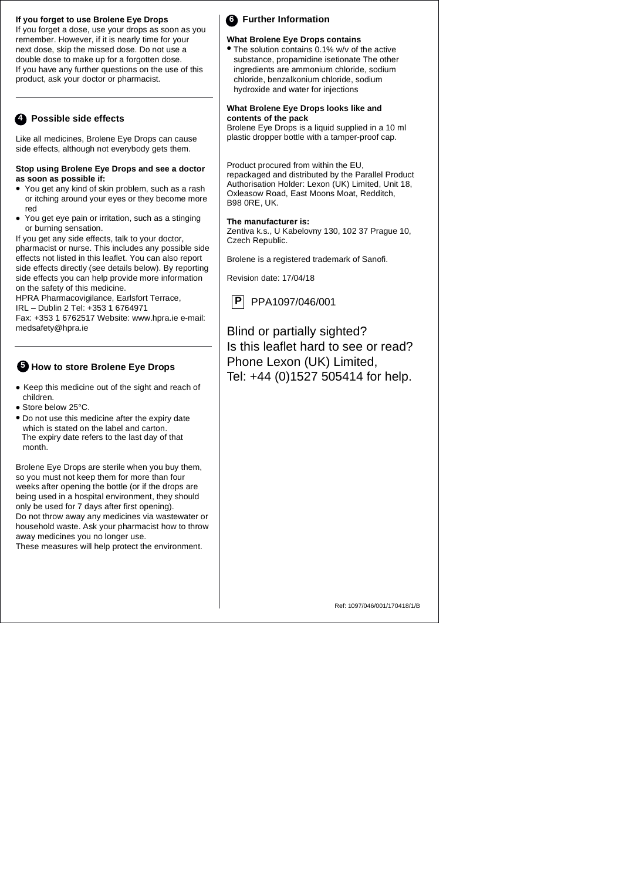**If you forget to use Brolene Eye Drops**
If you forget a dose, use your drops as soon as you remember. However, if it is nearly time for your next dose, skip the missed dose. Do not use a double dose to make up for a forgotten dose.
If you have any further questions on the use of this product, ask your doctor or pharmacist.

## 4 Possible side effects

Like all medicines, Brolene Eye Drops can cause side effects, although not everybody gets them.

**Stop using Brolene Eye Drops and see a doctor as soon as possible if:**

- You get any kind of skin problem, such as a rash or itching around your eyes or they become more red
- You get eye pain or irritation, such as a stinging or burning sensation.

If you get any side effects, talk to your doctor, pharmacist or nurse. This includes any possible side effects not listed in this leaflet. You can also report side effects directly (see details below). By reporting side effects you can help provide more information on the safety of this medicine.
HPRA Pharmacovigilance, Earlsfort Terrace,
IRL – Dublin 2 Tel: +353 1 6764971
Fax: +353 1 6762517 Website: www.hpra.ie e-mail: medsafety@hpra.ie

## 5 How to store Brolene Eye Drops

- Keep this medicine out of the sight and reach of children.
- Store below 25°C.
- Do not use this medicine after the expiry date which is stated on the label and carton.
  The expiry date refers to the last day of that month.

Brolene Eye Drops are sterile when you buy them, so you must not keep them for more than four weeks after opening the bottle (or if the drops are being used in a hospital environment, they should only be used for 7 days after first opening).
Do not throw away any medicines via wastewater or household waste. Ask your pharmacist how to throw away medicines you no longer use.
These measures will help protect the environment.

## 6 Further Information

**What Brolene Eye Drops contains**

- The solution contains 0.1% w/v of the active substance, propamidine isetionate The other ingredients are ammonium chloride, sodium chloride, benzalkonium chloride, sodium hydroxide and water for injections

**What Brolene Eye Drops looks like and contents of the pack**
Brolene Eye Drops is a liquid supplied in a 10 ml plastic dropper bottle with a tamper-proof cap.

Product procured from within the EU, repackaged and distributed by the Parallel Product Authorisation Holder: Lexon (UK) Limited, Unit 18, Oxleasow Road, East Moons Moat, Redditch, B98 0RE, UK.

**The manufacturer is:**
Zentiva k.s., U Kabelovny 130, 102 37 Prague 10, Czech Republic.

Brolene is a registered trademark of Sanofi.

Revision date: 17/04/18

P PPA1097/046/001

Blind or partially sighted?
Is this leaflet hard to see or read?
Phone Lexon (UK) Limited,
Tel: +44 (0)1527 505414 for help.

Ref: 1097/046/001/170418/1/B